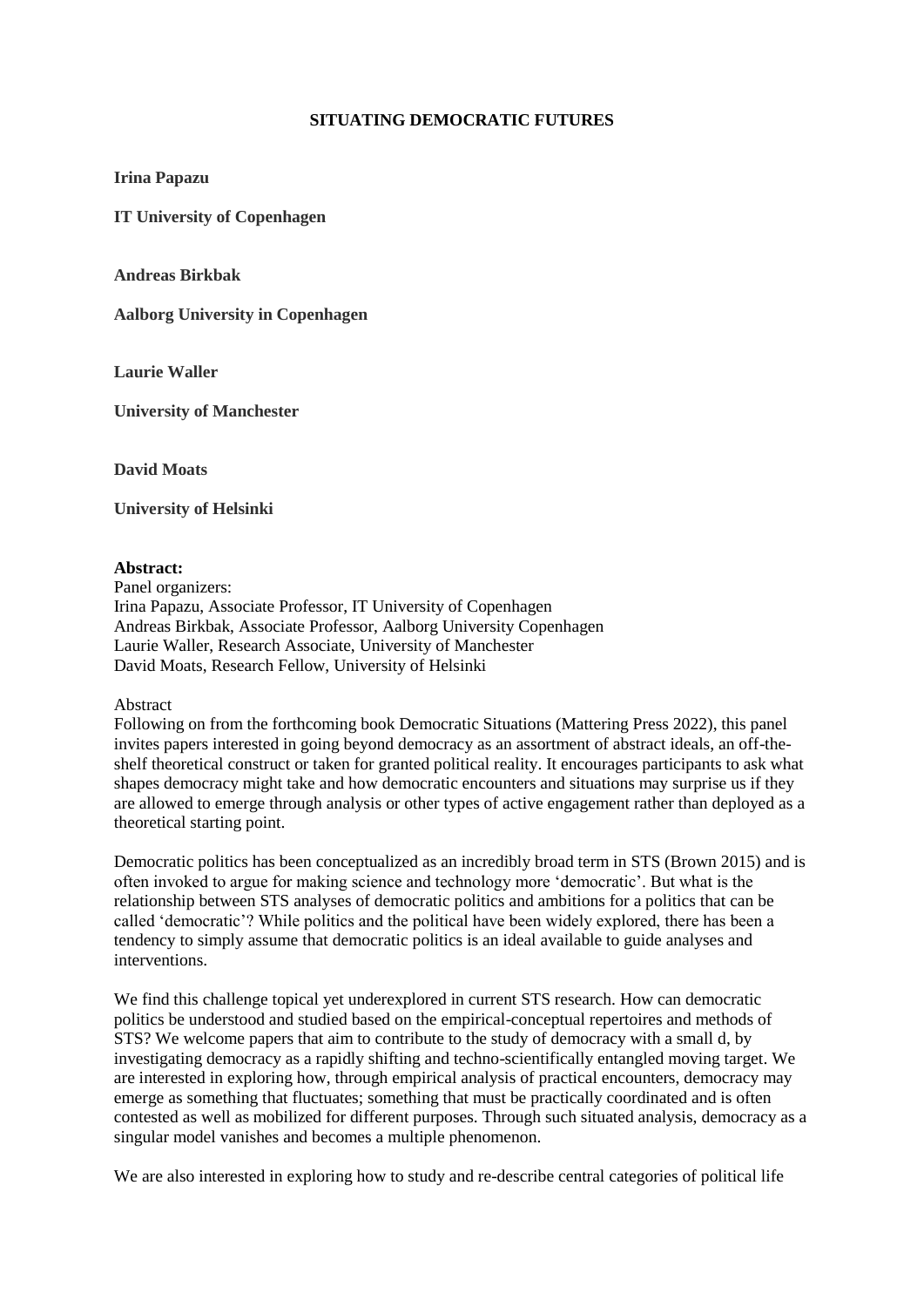# SITUATING DEMOCRATIC FUTURES

**Irina Papazu**

**IT University of Copenhagen**

**Andreas Birkbak**

**Aalborg University in Copenhagen**

**Laurie Waller**

**University of Manchester**

**David Moats**

**University of Helsinki**

**Abstract:**

Panel organizers:
Irina Papazu, Associate Professor, IT University of Copenhagen
Andreas Birkbak, Associate Professor, Aalborg University Copenhagen
Laurie Waller, Research Associate, University of Manchester
David Moats, Research Fellow, University of Helsinki

Abstract

Following on from the forthcoming book Democratic Situations (Mattering Press 2022), this panel invites papers interested in going beyond democracy as an assortment of abstract ideals, an off-the-shelf theoretical construct or taken for granted political reality. It encourages participants to ask what shapes democracy might take and how democratic encounters and situations may surprise us if they are allowed to emerge through analysis or other types of active engagement rather than deployed as a theoretical starting point.

Democratic politics has been conceptualized as an incredibly broad term in STS (Brown 2015) and is often invoked to argue for making science and technology more 'democratic'. But what is the relationship between STS analyses of democratic politics and ambitions for a politics that can be called 'democratic'? While politics and the political have been widely explored, there has been a tendency to simply assume that democratic politics is an ideal available to guide analyses and interventions.

We find this challenge topical yet underexplored in current STS research. How can democratic politics be understood and studied based on the empirical-conceptual repertoires and methods of STS? We welcome papers that aim to contribute to the study of democracy with a small d, by investigating democracy as a rapidly shifting and techno-scientifically entangled moving target. We are interested in exploring how, through empirical analysis of practical encounters, democracy may emerge as something that fluctuates; something that must be practically coordinated and is often contested as well as mobilized for different purposes. Through such situated analysis, democracy as a singular model vanishes and becomes a multiple phenomenon.

We are also interested in exploring how to study and re-describe central categories of political life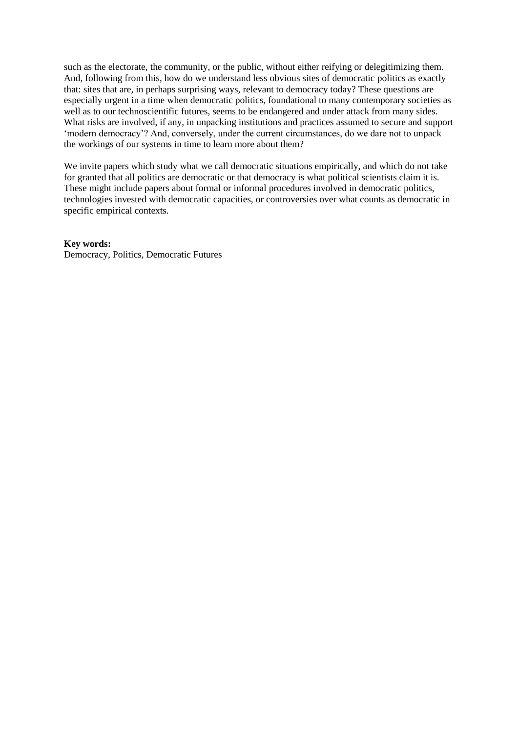such as the electorate, the community, or the public, without either reifying or delegitimizing them. And, following from this, how do we understand less obvious sites of democratic politics as exactly that: sites that are, in perhaps surprising ways, relevant to democracy today? These questions are especially urgent in a time when democratic politics, foundational to many contemporary societies as well as to our technoscientific futures, seems to be endangered and under attack from many sides. What risks are involved, if any, in unpacking institutions and practices assumed to secure and support 'modern democracy'? And, conversely, under the current circumstances, do we dare not to unpack the workings of our systems in time to learn more about them?

We invite papers which study what we call democratic situations empirically, and which do not take for granted that all politics are democratic or that democracy is what political scientists claim it is. These might include papers about formal or informal procedures involved in democratic politics, technologies invested with democratic capacities, or controversies over what counts as democratic in specific empirical contexts.

**Key words:**
Democracy, Politics, Democratic Futures